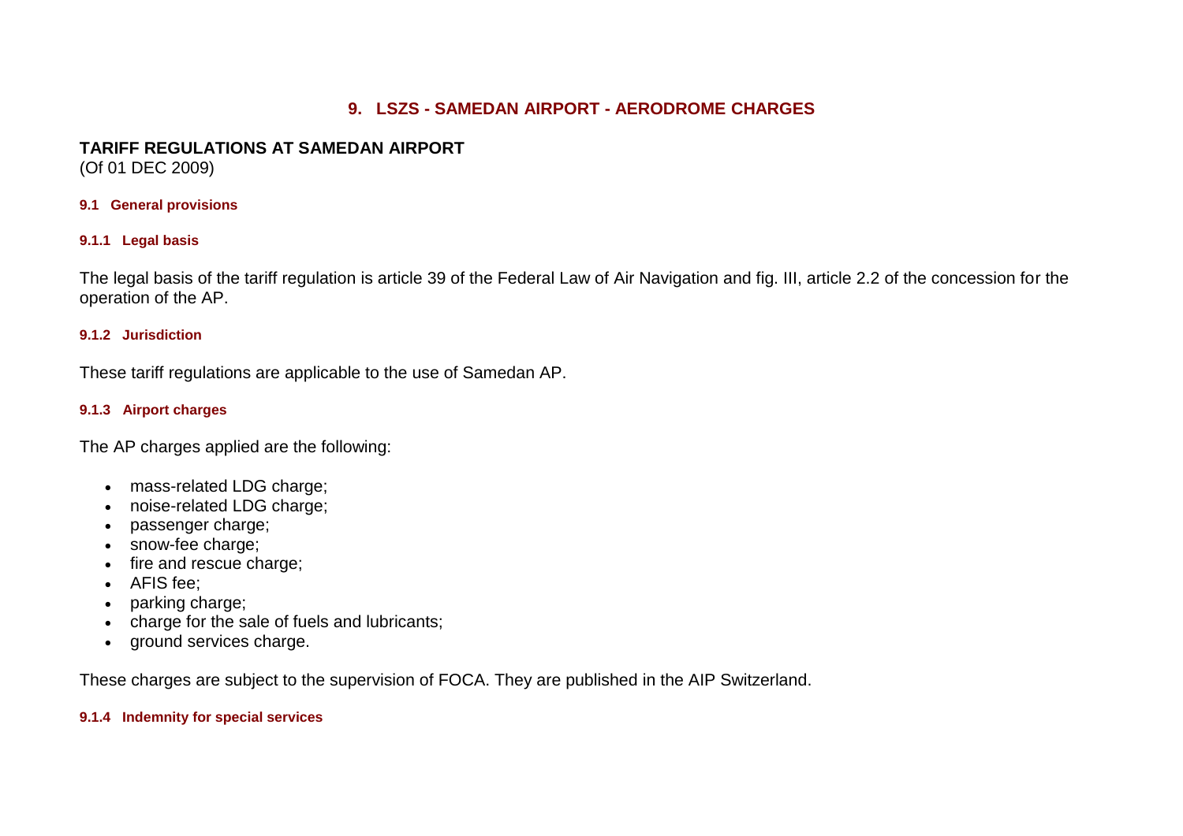# 9. LSZS - SAMEDAN AIRPORT - AERODROME CHARGES

**TARIFF REGULATIONS AT SAMEDAN AIRPORT**
(Of 01 DEC 2009)

## 9.1 General provisions

### 9.1.1 Legal basis

The legal basis of the tariff regulation is article 39 of the Federal Law of Air Navigation and fig. III, article 2.2 of the concession for the operation of the AP.

### 9.1.2 Jurisdiction

These tariff regulations are applicable to the use of Samedan AP.

### 9.1.3 Airport charges

The AP charges applied are the following:

- mass-related LDG charge;
- noise-related LDG charge;
- passenger charge;
- snow-fee charge;
- fire and rescue charge;
- AFIS fee;
- parking charge;
- charge for the sale of fuels and lubricants;
- ground services charge.

These charges are subject to the supervision of FOCA. They are published in the AIP Switzerland.

### 9.1.4 Indemnity for special services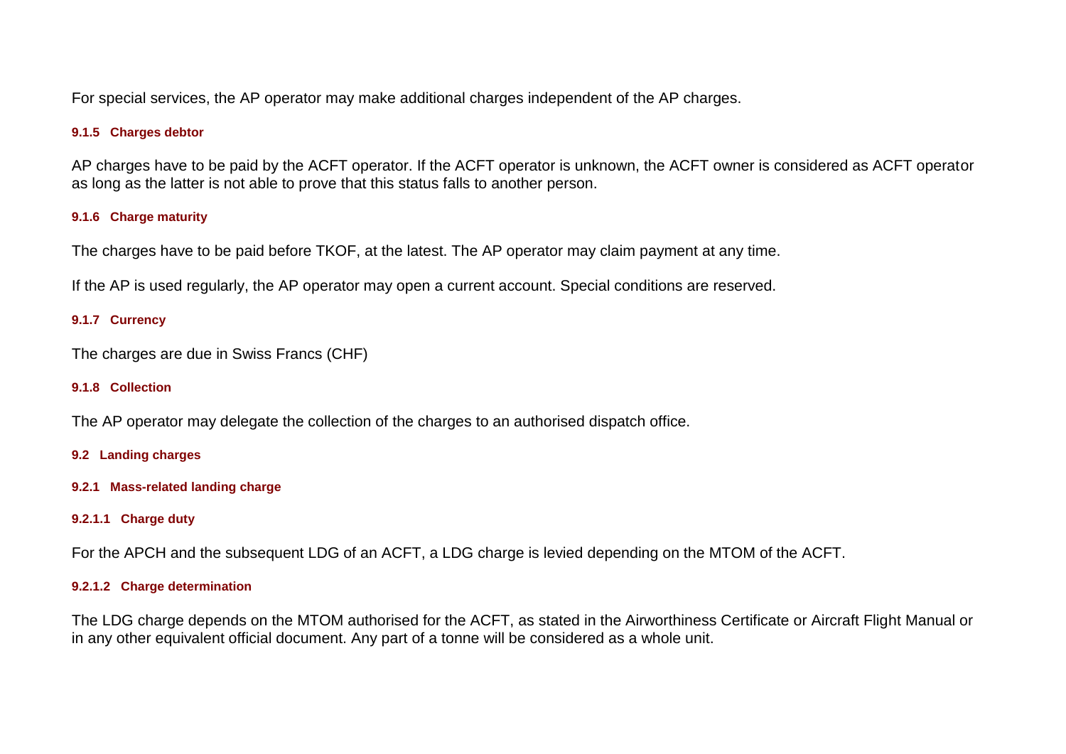For special services, the AP operator may make additional charges independent of the AP charges.

#### 9.1.5 Charges debtor

AP charges have to be paid by the ACFT operator. If the ACFT operator is unknown, the ACFT owner is considered as ACFT operator as long as the latter is not able to prove that this status falls to another person.

#### 9.1.6 Charge maturity

The charges have to be paid before TKOF, at the latest. The AP operator may claim payment at any time.

If the AP is used regularly, the AP operator may open a current account. Special conditions are reserved.

#### 9.1.7 Currency

The charges are due in Swiss Francs (CHF)

#### 9.1.8 Collection

The AP operator may delegate the collection of the charges to an authorised dispatch office.

### 9.2 Landing charges

#### 9.2.1 Mass-related landing charge

##### 9.2.1.1 Charge duty

For the APCH and the subsequent LDG of an ACFT, a LDG charge is levied depending on the MTOM of the ACFT.

##### 9.2.1.2 Charge determination

The LDG charge depends on the MTOM authorised for the ACFT, as stated in the Airworthiness Certificate or Aircraft Flight Manual or in any other equivalent official document. Any part of a tonne will be considered as a whole unit.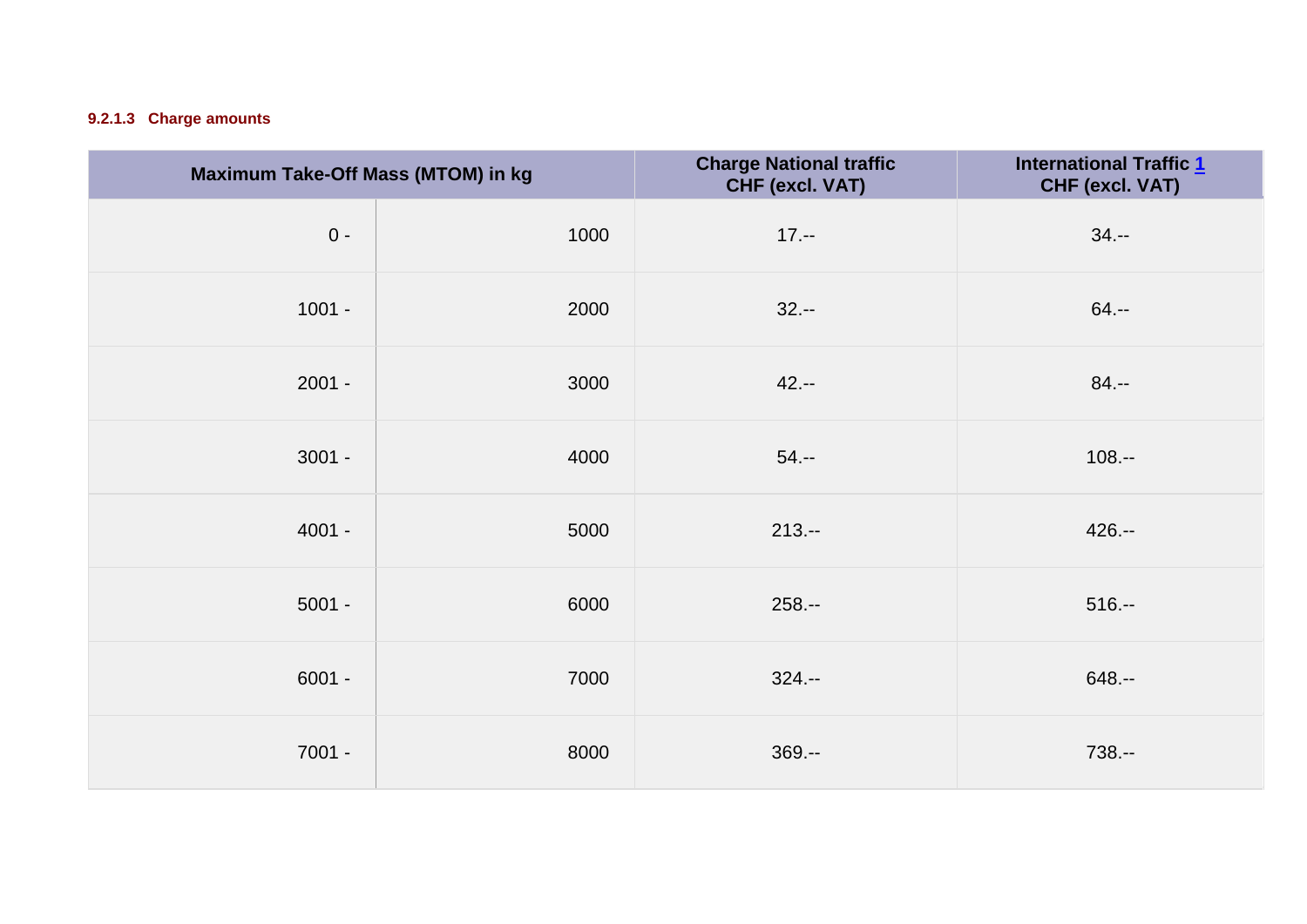#### 9.2.1.3 Charge amounts

| Maximum Take-Off Mass (MTOM) in kg | | Charge National traffic CHF (excl. VAT) | International Traffic 1 CHF (excl. VAT) |
|---|---|---|---|
| 0 - | 1000 | 17.-- | 34.-- |
| 1001 - | 2000 | 32.-- | 64.-- |
| 2001 - | 3000 | 42.-- | 84.-- |
| 3001 - | 4000 | 54.-- | 108.-- |
| 4001 - | 5000 | 213.-- | 426.-- |
| 5001 - | 6000 | 258.-- | 516.-- |
| 6001 - | 7000 | 324.-- | 648.-- |
| 7001 - | 8000 | 369.-- | 738.-- |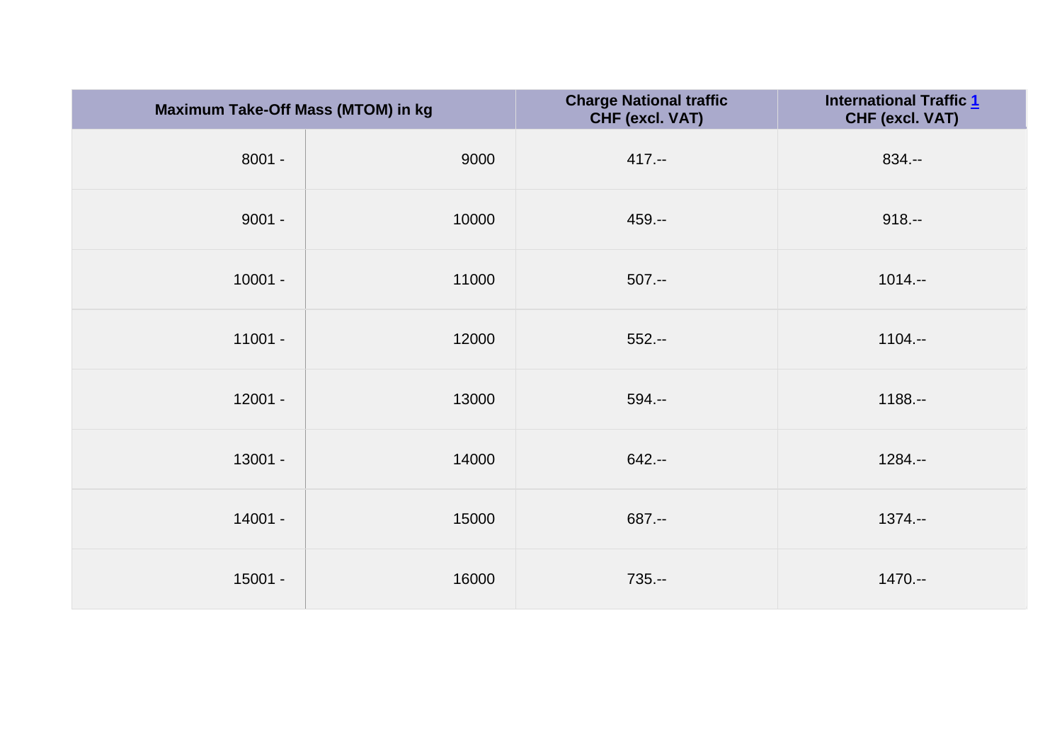| Maximum Take-Off Mass (MTOM) in kg | | Charge National traffic CHF (excl. VAT) | International Traffic [1] CHF (excl. VAT) |
|---|---|---|---|
| 8001 - | 9000 | 417.-- | 834.-- |
| 9001 - | 10000 | 459.-- | 918.-- |
| 10001 - | 11000 | 507.-- | 1014.-- |
| 11001 - | 12000 | 552.-- | 1104.-- |
| 12001 - | 13000 | 594.-- | 1188.-- |
| 13001 - | 14000 | 642.-- | 1284.-- |
| 14001 - | 15000 | 687.-- | 1374.-- |
| 15001 - | 16000 | 735.-- | 1470.-- |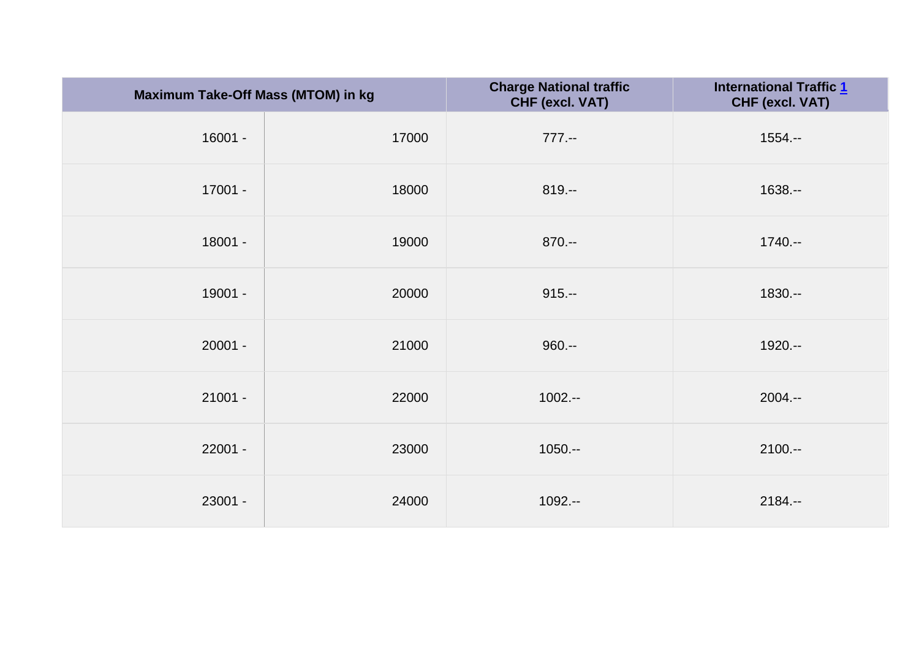| Maximum Take-Off Mass (MTOM) in kg | | Charge National traffic CHF (excl. VAT) | International Traffic [1] CHF (excl. VAT) |
|---|---|---|---|
| 16001 - | 17000 | 777.-- | 1554.-- |
| 17001 - | 18000 | 819.-- | 1638.-- |
| 18001 - | 19000 | 870.-- | 1740.-- |
| 19001 - | 20000 | 915.-- | 1830.-- |
| 20001 - | 21000 | 960.-- | 1920.-- |
| 21001 - | 22000 | 1002.-- | 2004.-- |
| 22001 - | 23000 | 1050.-- | 2100.-- |
| 23001 - | 24000 | 1092.-- | 2184.-- |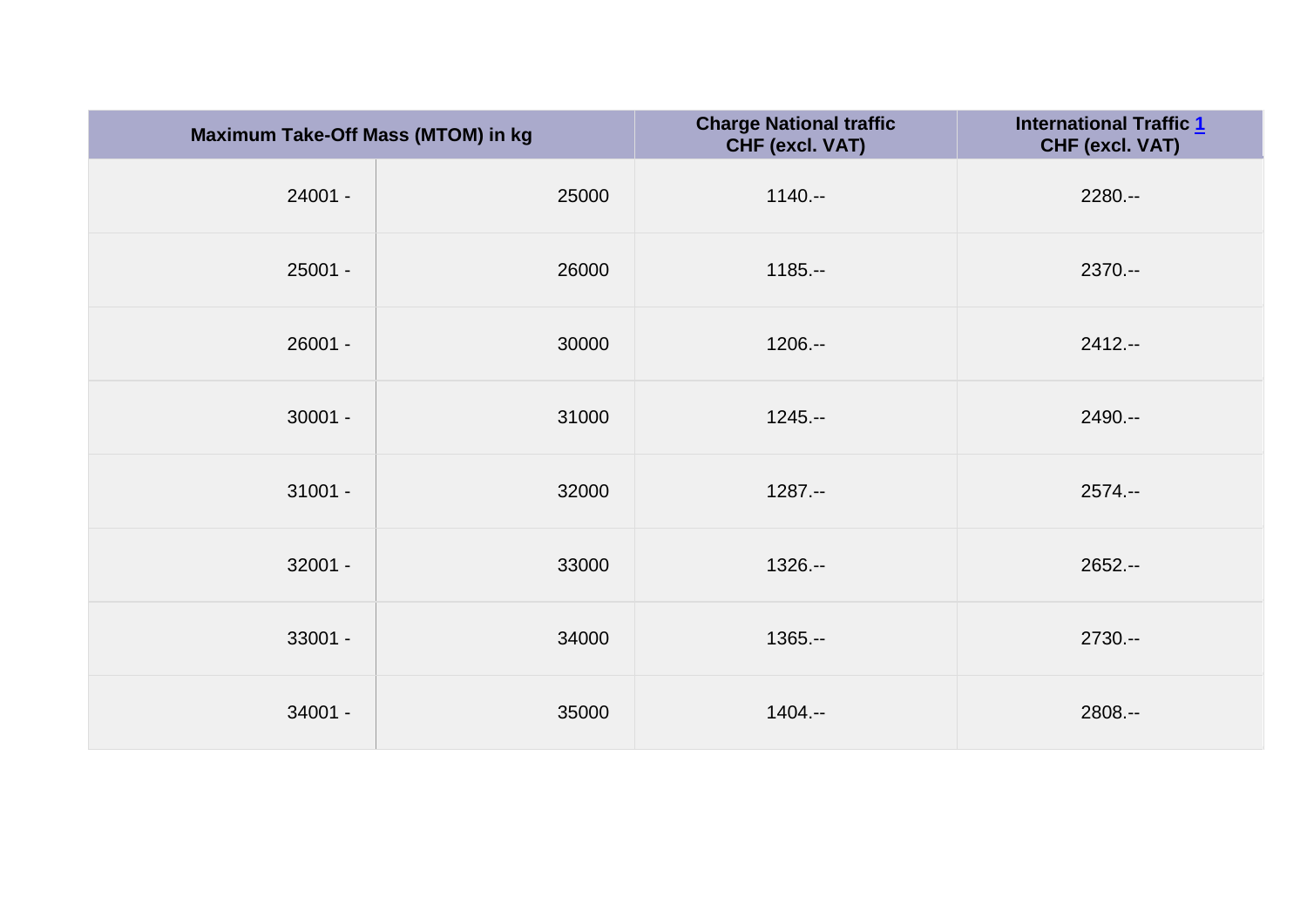| Maximum Take-Off Mass (MTOM) in kg | | Charge National traffic CHF (excl. VAT) | International Traffic [1] CHF (excl. VAT) |
|---|---|---|---|
| 24001 - | 25000 | 1140.-- | 2280.-- |
| 25001 - | 26000 | 1185.-- | 2370.-- |
| 26001 - | 30000 | 1206.-- | 2412.-- |
| 30001 - | 31000 | 1245.-- | 2490.-- |
| 31001 - | 32000 | 1287.-- | 2574.-- |
| 32001 - | 33000 | 1326.-- | 2652.-- |
| 33001 - | 34000 | 1365.-- | 2730.-- |
| 34001 - | 35000 | 1404.-- | 2808.-- |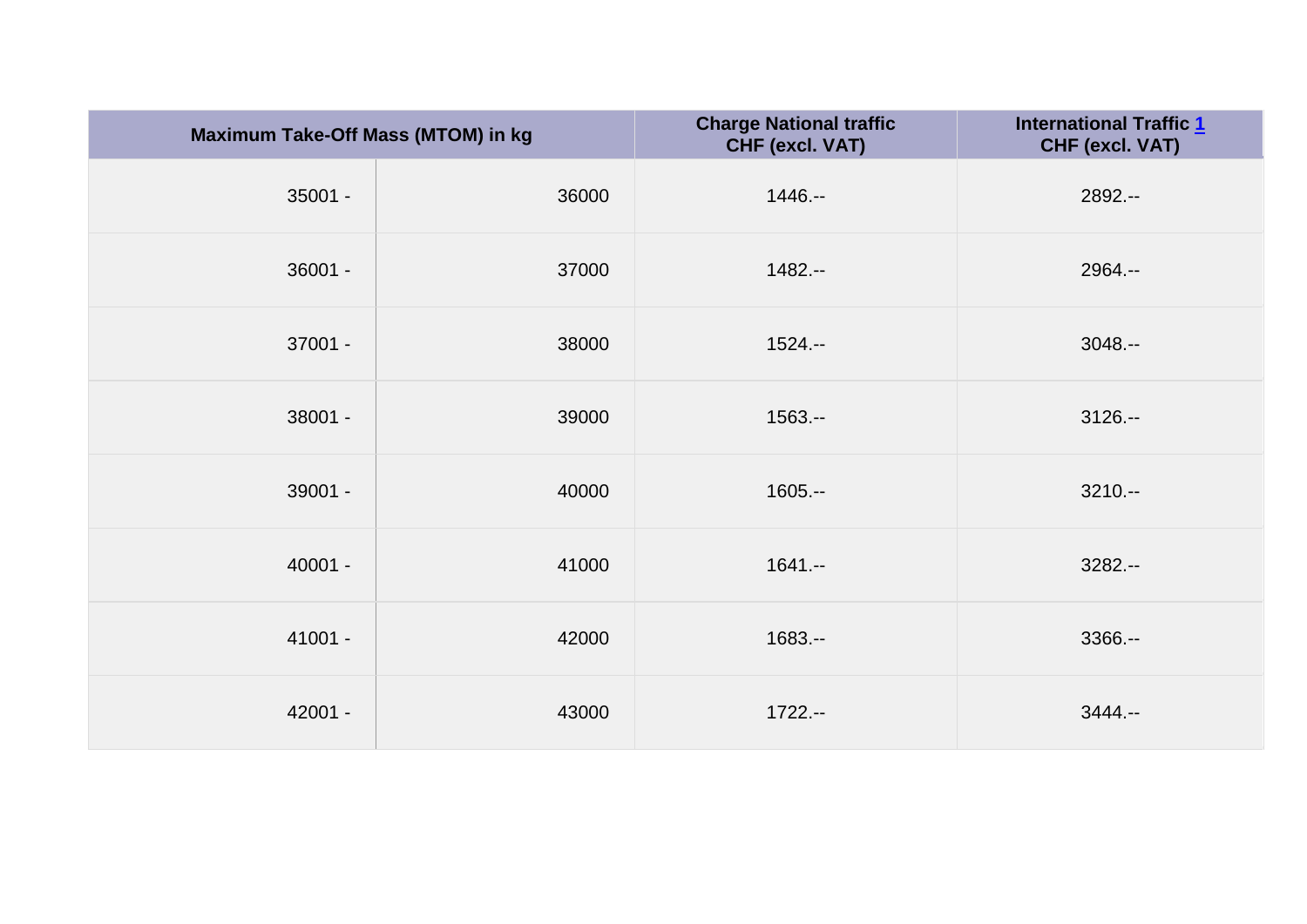| Maximum Take-Off Mass (MTOM) in kg | | Charge National traffic CHF (excl. VAT) | International Traffic [1] CHF (excl. VAT) |
|---|---|---|---|
| 35001 - | 36000 | 1446.-- | 2892.-- |
| 36001 - | 37000 | 1482.-- | 2964.-- |
| 37001 - | 38000 | 1524.-- | 3048.-- |
| 38001 - | 39000 | 1563.-- | 3126.-- |
| 39001 - | 40000 | 1605.-- | 3210.-- |
| 40001 - | 41000 | 1641.-- | 3282.-- |
| 41001 - | 42000 | 1683.-- | 3366.-- |
| 42001 - | 43000 | 1722.-- | 3444.-- |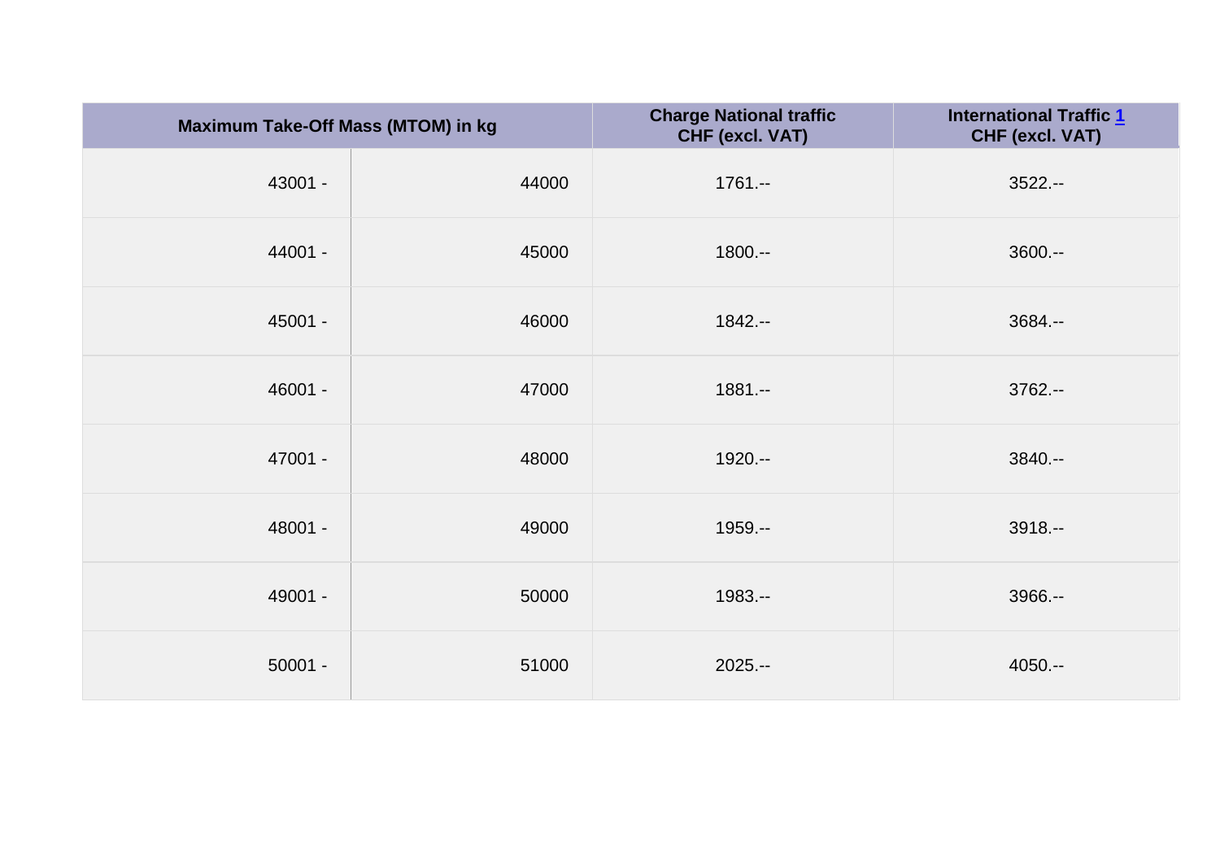| Maximum Take-Off Mass (MTOM) in kg | | Charge National traffic CHF (excl. VAT) | International Traffic [1] CHF (excl. VAT) |
|---|---|---|---|
| 43001 - | 44000 | 1761.-- | 3522.-- |
| 44001 - | 45000 | 1800.-- | 3600.-- |
| 45001 - | 46000 | 1842.-- | 3684.-- |
| 46001 - | 47000 | 1881.-- | 3762.-- |
| 47001 - | 48000 | 1920.-- | 3840.-- |
| 48001 - | 49000 | 1959.-- | 3918.-- |
| 49001 - | 50000 | 1983.-- | 3966.-- |
| 50001 - | 51000 | 2025.-- | 4050.-- |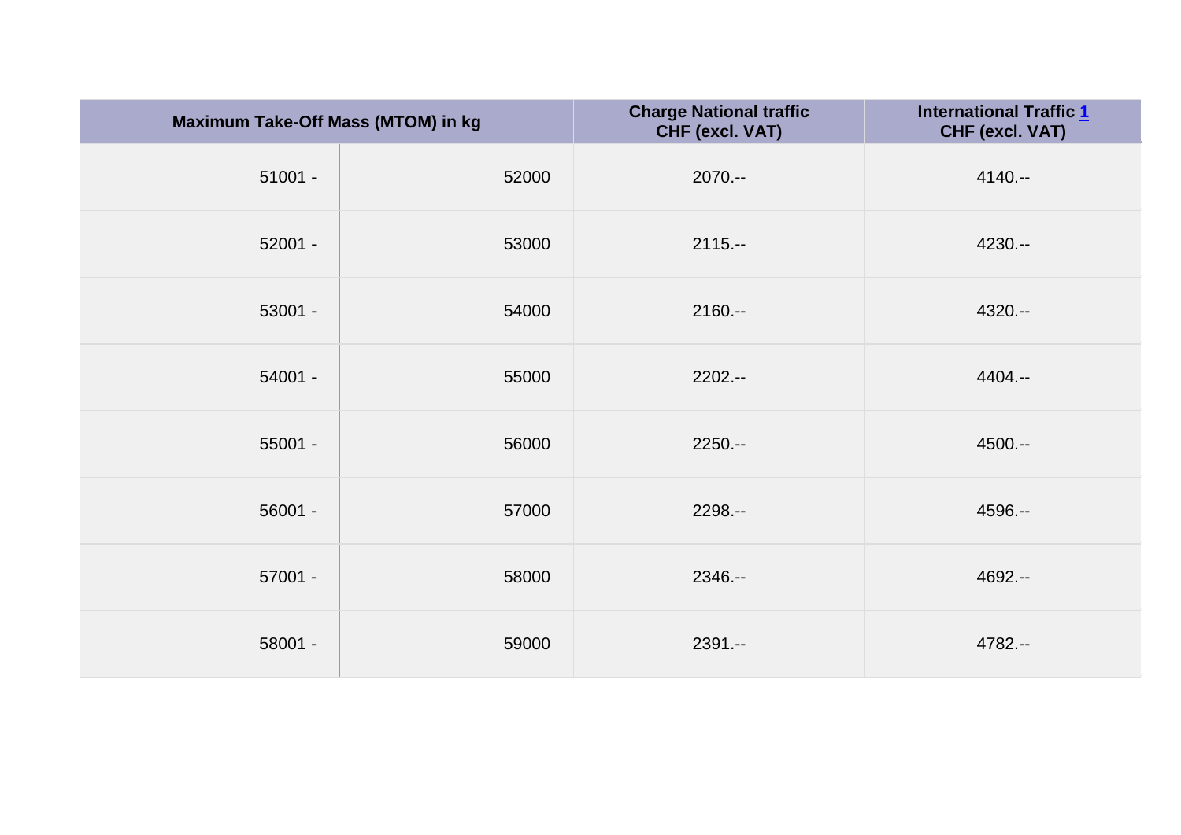| Maximum Take-Off Mass (MTOM) in kg | | Charge National traffic CHF (excl. VAT) | International Traffic [1] CHF (excl. VAT) |
|---|---|---|---|
| 51001 - | 52000 | 2070.-- | 4140.-- |
| 52001 - | 53000 | 2115.-- | 4230.-- |
| 53001 - | 54000 | 2160.-- | 4320.-- |
| 54001 - | 55000 | 2202.-- | 4404.-- |
| 55001 - | 56000 | 2250.-- | 4500.-- |
| 56001 - | 57000 | 2298.-- | 4596.-- |
| 57001 - | 58000 | 2346.-- | 4692.-- |
| 58001 - | 59000 | 2391.-- | 4782.-- |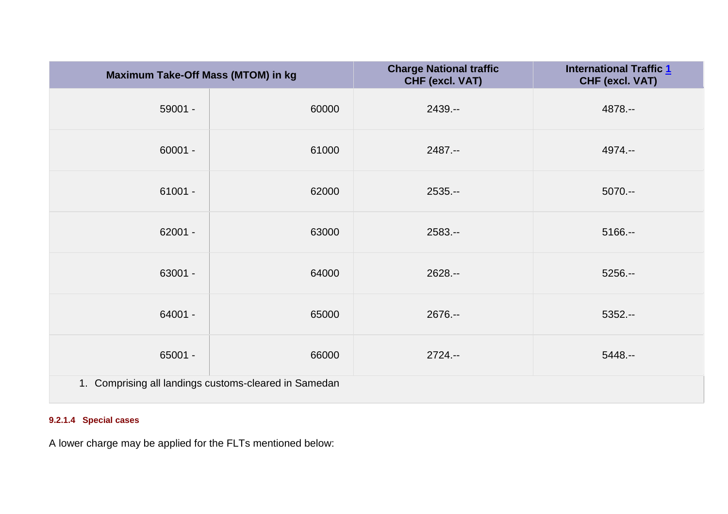| Maximum Take-Off Mass (MTOM) in kg | | Charge National traffic CHF (excl. VAT) | International Traffic [1] CHF (excl. VAT) |
|---|---|---|---|
| 59001 - | 60000 | 2439.-- | 4878.-- |
| 60001 - | 61000 | 2487.-- | 4974.-- |
| 61001 - | 62000 | 2535.-- | 5070.-- |
| 62001 - | 63000 | 2583.-- | 5166.-- |
| 63001 - | 64000 | 2628.-- | 5256.-- |
| 64001 - | 65000 | 2676.-- | 5352.-- |
| 65001 - | 66000 | 2724.-- | 5448.-- |

1. Comprising all landings customs-cleared in Samedan

#### 9.2.1.4 Special cases

A lower charge may be applied for the FLTs mentioned below: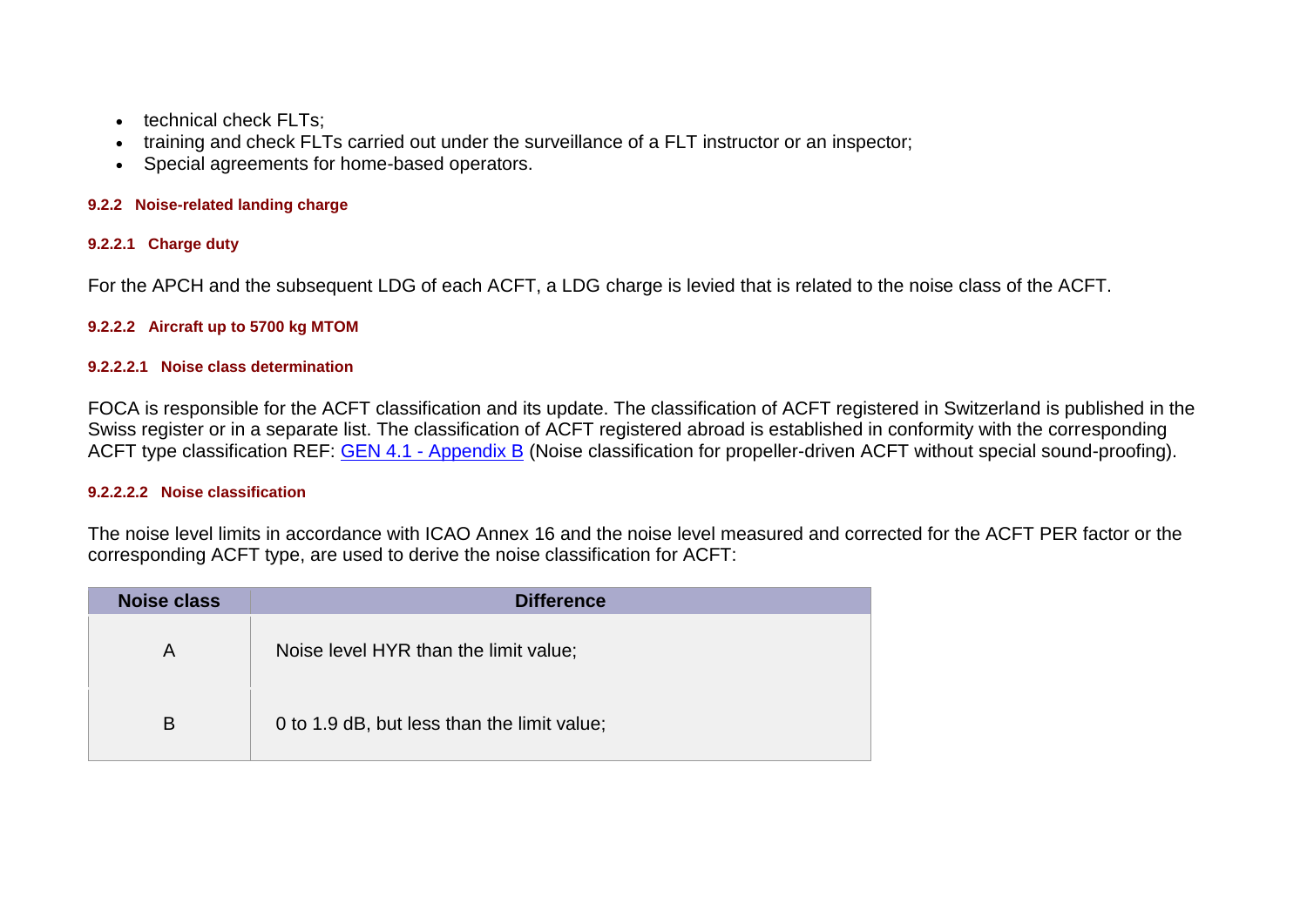- technical check FLTs;
- training and check FLTs carried out under the surveillance of a FLT instructor or an inspector;
- Special agreements for home-based operators.

#### 9.2.2 Noise-related landing charge

##### 9.2.2.1 Charge duty

For the APCH and the subsequent LDG of each ACFT, a LDG charge is levied that is related to the noise class of the ACFT.

##### 9.2.2.2 Aircraft up to 5700 kg MTOM

###### 9.2.2.2.1 Noise class determination

FOCA is responsible for the ACFT classification and its update. The classification of ACFT registered in Switzerland is published in the Swiss register or in a separate list. The classification of ACFT registered abroad is established in conformity with the corresponding ACFT type classification REF: GEN 4.1 - Appendix B (Noise classification for propeller-driven ACFT without special sound-proofing).

###### 9.2.2.2.2 Noise classification

The noise level limits in accordance with ICAO Annex 16 and the noise level measured and corrected for the ACFT PER factor or the corresponding ACFT type, are used to derive the noise classification for ACFT:

| Noise class | Difference |
|---|---|
| A | Noise level HYR than the limit value; |
| B | 0 to 1.9 dB, but less than the limit value; |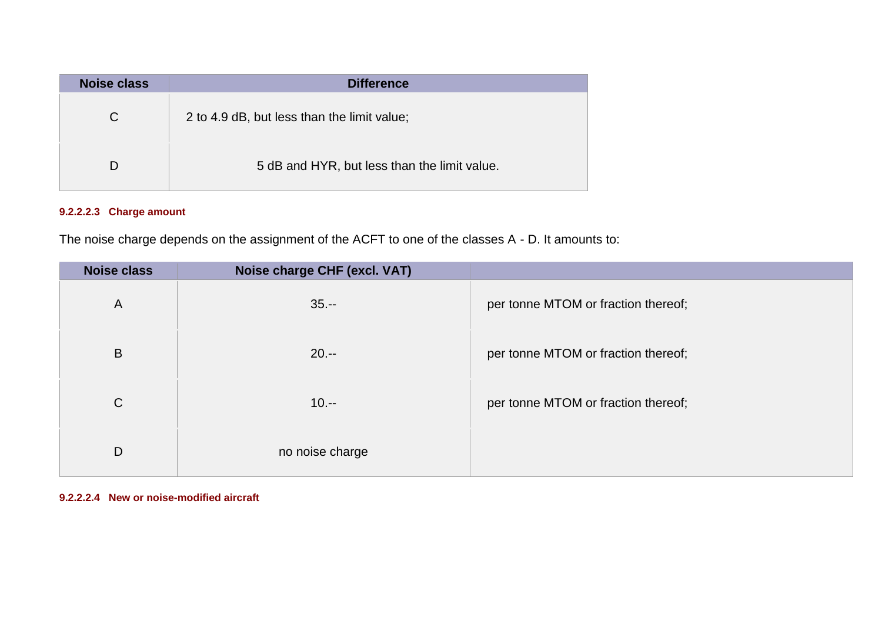| Noise class | Difference |
| --- | --- |
| C | 2 to 4.9 dB, but less than the limit value; |
| D | 5 dB and HYR, but less than the limit value. |

#### 9.2.2.2.3 Charge amount

The noise charge depends on the assignment of the ACFT to one of the classes A - D. It amounts to:

| Noise class | Noise charge CHF (excl. VAT) | |
| --- | --- | --- |
| A | 35.-- | per tonne MTOM or fraction thereof; |
| B | 20.-- | per tonne MTOM or fraction thereof; |
| C | 10.-- | per tonne MTOM or fraction thereof; |
| D | no noise charge | |

#### 9.2.2.2.4 New or noise-modified aircraft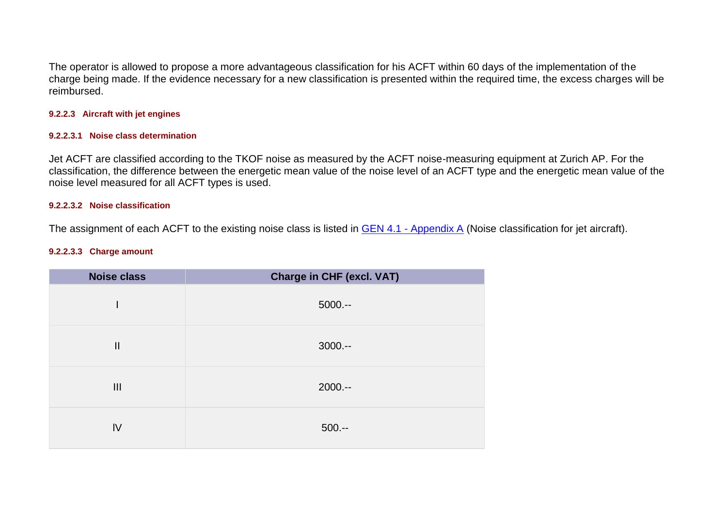The operator is allowed to propose a more advantageous classification for his ACFT within 60 days of the implementation of the charge being made. If the evidence necessary for a new classification is presented within the required time, the excess charges will be reimbursed.

#### 9.2.2.3 Aircraft with jet engines

##### 9.2.2.3.1 Noise class determination

Jet ACFT are classified according to the TKOF noise as measured by the ACFT noise-measuring equipment at Zurich AP. For the classification, the difference between the energetic mean value of the noise level of an ACFT type and the energetic mean value of the noise level measured for all ACFT types is used.

##### 9.2.2.3.2 Noise classification

The assignment of each ACFT to the existing noise class is listed in [GEN 4.1 - Appendix A] (Noise classification for jet aircraft).

##### 9.2.2.3.3 Charge amount

| Noise class | Charge in CHF (excl. VAT) |
| --- | --- |
| I | 5000.-- |
| II | 3000.-- |
| III | 2000.-- |
| IV | 500.-- |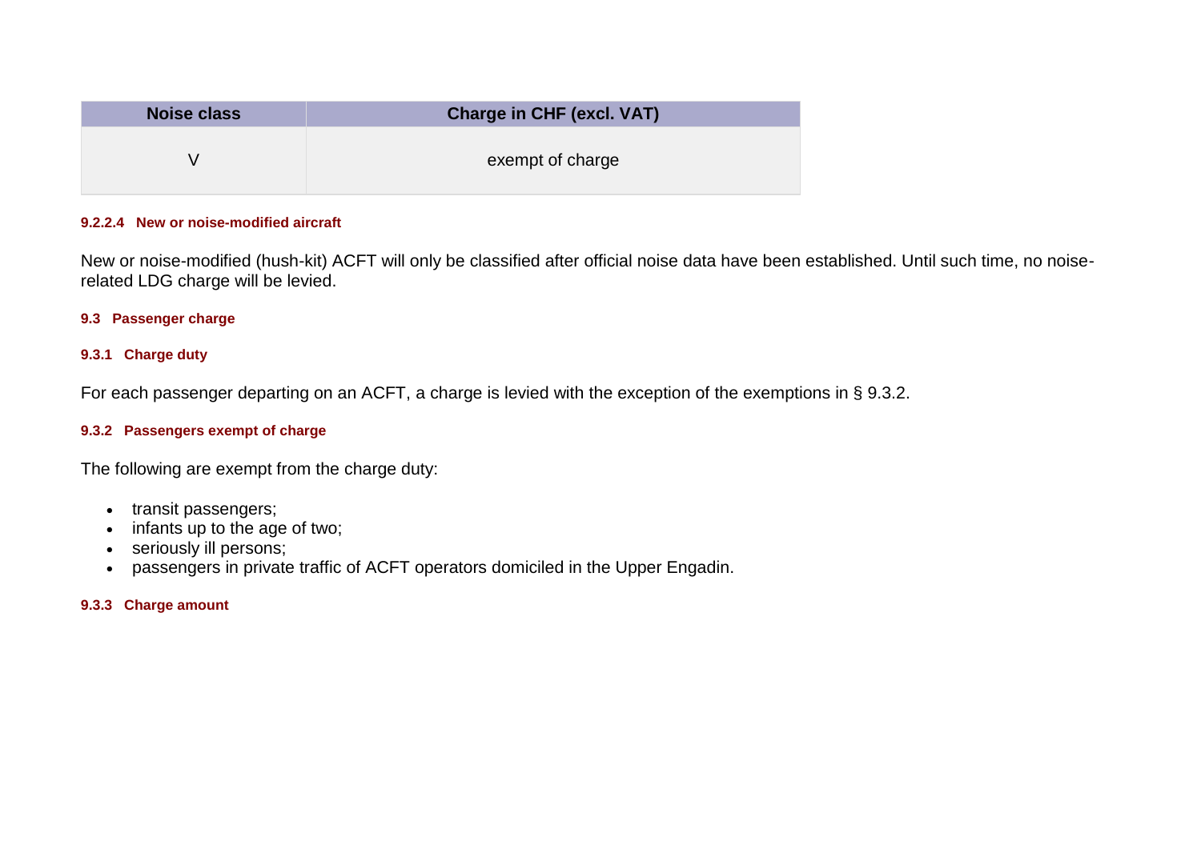| Noise class | Charge in CHF (excl. VAT) |
| --- | --- |
| V | exempt of charge |

#### 9.2.2.4 New or noise-modified aircraft

New or noise-modified (hush-kit) ACFT will only be classified after official noise data have been established. Until such time, no noise-related LDG charge will be levied.

## 9.3 Passenger charge

### 9.3.1 Charge duty

For each passenger departing on an ACFT, a charge is levied with the exception of the exemptions in § 9.3.2.

### 9.3.2 Passengers exempt of charge

The following are exempt from the charge duty:

- transit passengers;
- infants up to the age of two;
- seriously ill persons;
- passengers in private traffic of ACFT operators domiciled in the Upper Engadin.

### 9.3.3 Charge amount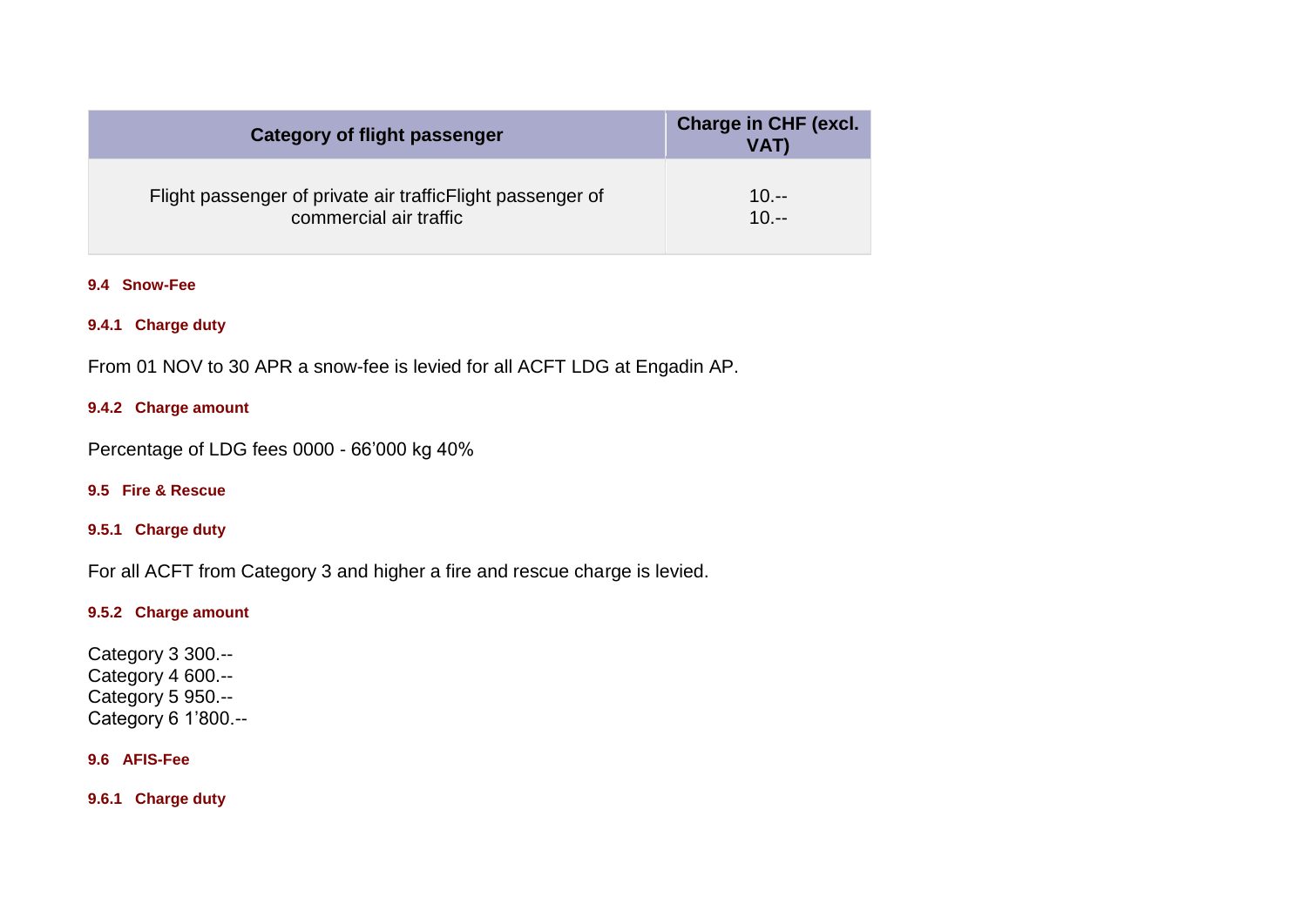| Category of flight passenger | Charge in CHF (excl. VAT) |
| --- | --- |
| Flight passenger of private air traffic | 10.-- |
| Flight passenger of commercial air traffic | 10.-- |

#### 9.4 Snow-Fee

##### 9.4.1 Charge duty

From 01 NOV to 30 APR a snow-fee is levied for all ACFT LDG at Engadin AP.

##### 9.4.2 Charge amount

Percentage of LDG fees 0000 - 66’000 kg 40%

#### 9.5 Fire & Rescue

##### 9.5.1 Charge duty

For all ACFT from Category 3 and higher a fire and rescue charge is levied.

##### 9.5.2 Charge amount

Category 3 300.--
Category 4 600.--
Category 5 950.--
Category 6 1’800.--

#### 9.6 AFIS-Fee

##### 9.6.1 Charge duty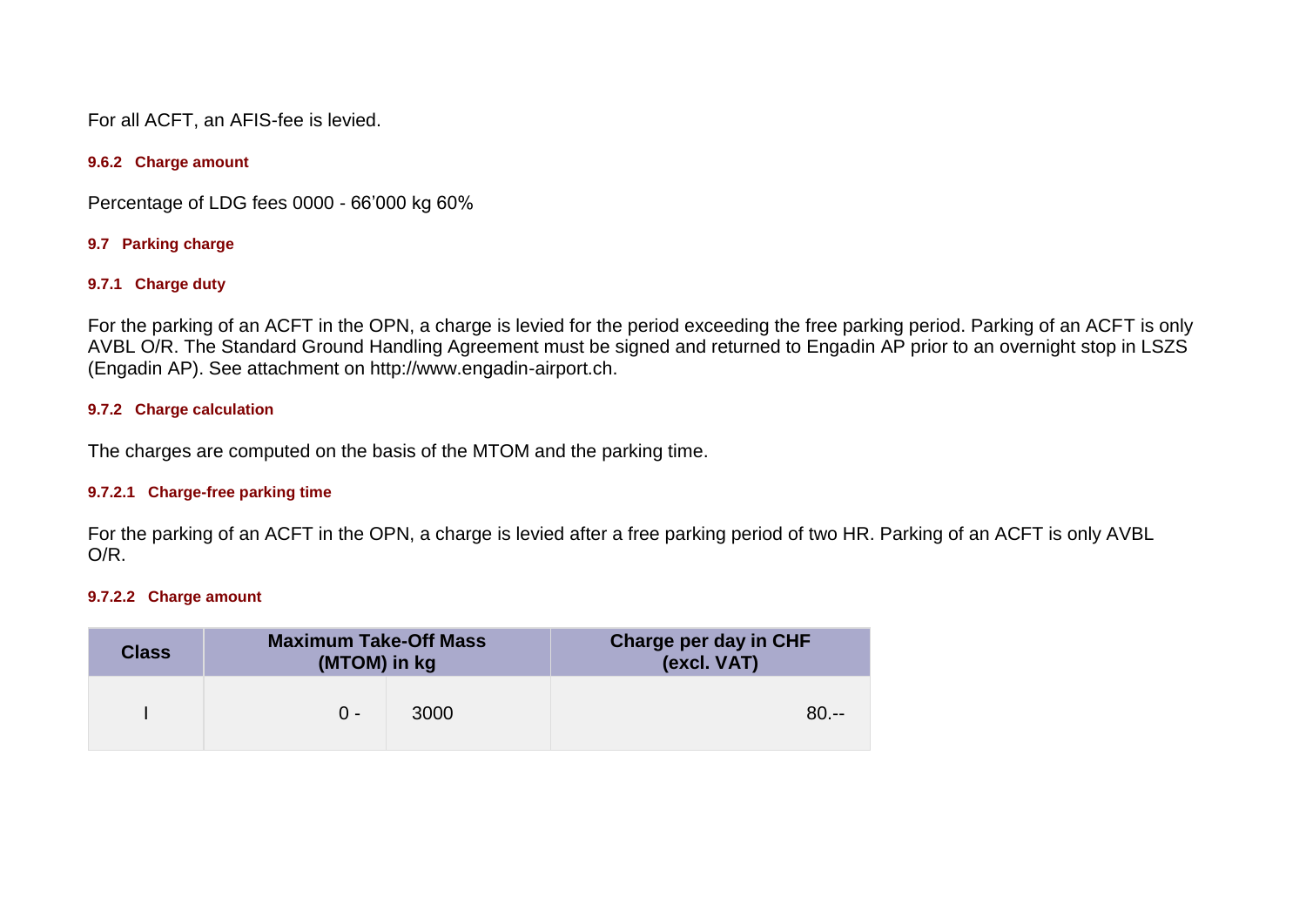For all ACFT, an AFIS-fee is levied.

#### 9.6.2 Charge amount

Percentage of LDG fees 0000 - 66'000 kg 60%

### 9.7 Parking charge

#### 9.7.1 Charge duty

For the parking of an ACFT in the OPN, a charge is levied for the period exceeding the free parking period. Parking of an ACFT is only AVBL O/R. The Standard Ground Handling Agreement must be signed and returned to Engadin AP prior to an overnight stop in LSZS (Engadin AP). See attachment on http://www.engadin-airport.ch.

#### 9.7.2 Charge calculation

The charges are computed on the basis of the MTOM and the parking time.

##### 9.7.2.1 Charge-free parking time

For the parking of an ACFT in the OPN, a charge is levied after a free parking period of two HR. Parking of an ACFT is only AVBL O/R.

##### 9.7.2.2 Charge amount

| Class | Maximum Take-Off Mass (MTOM) in kg | | Charge per day in CHF (excl. VAT) |
|---|---|---|---|
| I | 0 - | 3000 | 80.-- |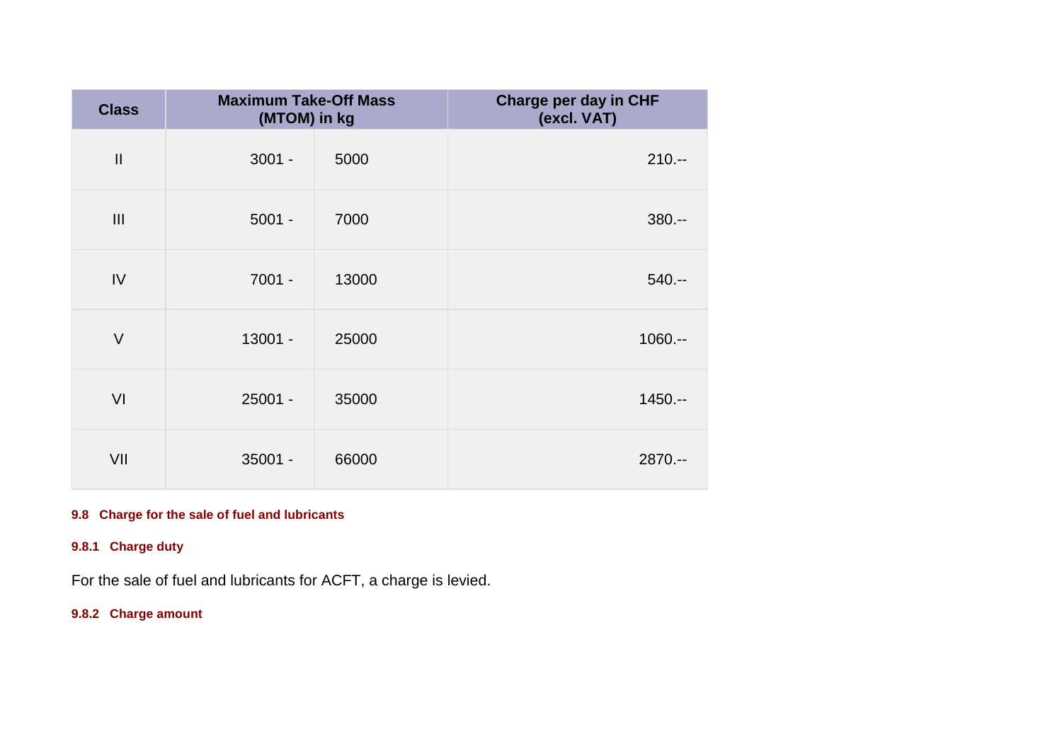| Class | Maximum Take-Off Mass (MTOM) in kg | | Charge per day in CHF (excl. VAT) |
|---|---|---|---|
| II | 3001 - | 5000 | 210.-- |
| III | 5001 - | 7000 | 380.-- |
| IV | 7001 - | 13000 | 540.-- |
| V | 13001 - | 25000 | 1060.-- |
| VI | 25001 - | 35000 | 1450.-- |
| VII | 35001 - | 66000 | 2870.-- |

## 9.8 Charge for the sale of fuel and lubricants

### 9.8.1 Charge duty

For the sale of fuel and lubricants for ACFT, a charge is levied.

### 9.8.2 Charge amount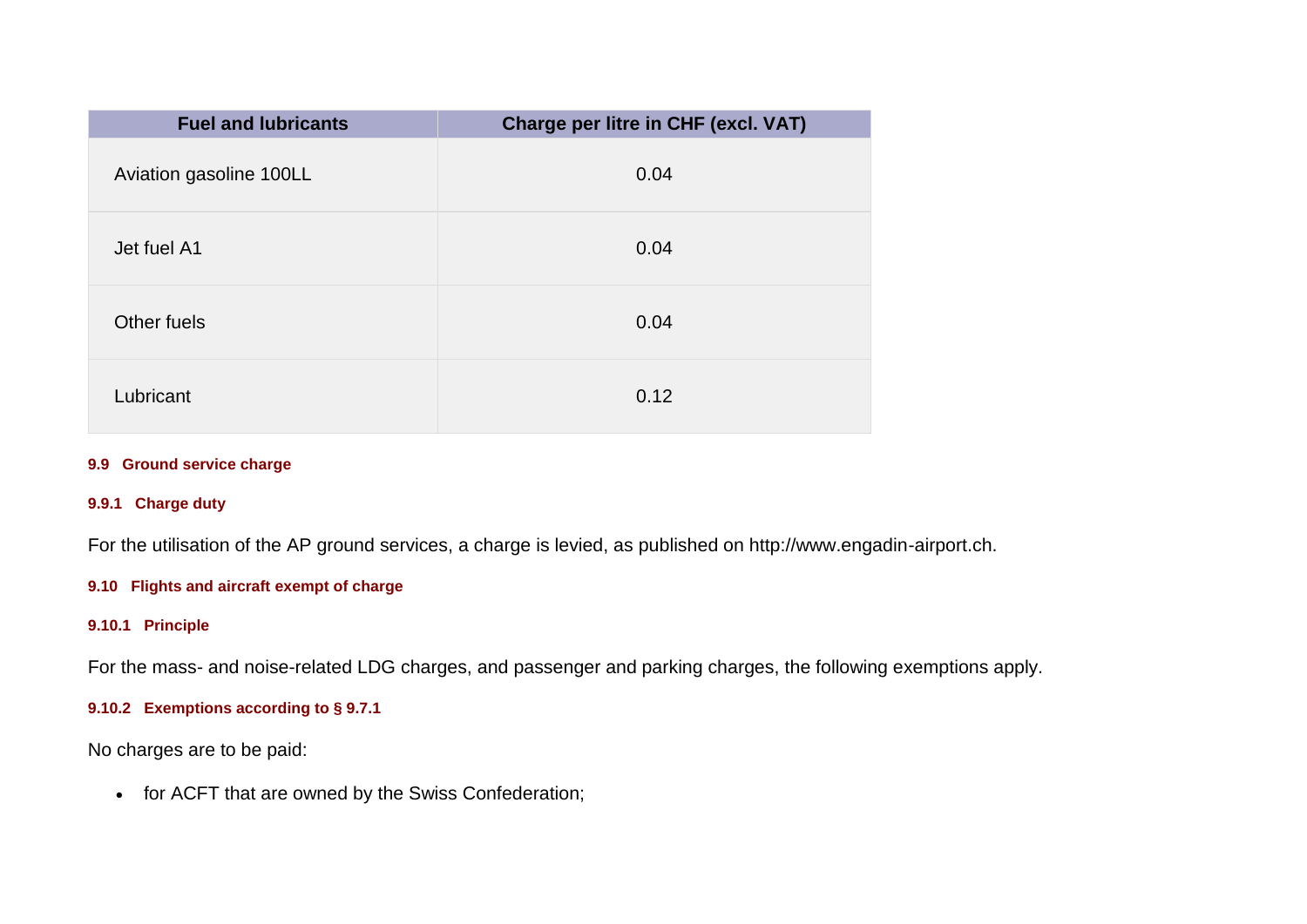| Fuel and lubricants | Charge per litre in CHF (excl. VAT) |
|---|---|
| Aviation gasoline 100LL | 0.04 |
| Jet fuel A1 | 0.04 |
| Other fuels | 0.04 |
| Lubricant | 0.12 |

### 9.9 Ground service charge

#### 9.9.1 Charge duty

For the utilisation of the AP ground services, a charge is levied, as published on http://www.engadin-airport.ch.

### 9.10 Flights and aircraft exempt of charge

#### 9.10.1 Principle

For the mass- and noise-related LDG charges, and passenger and parking charges, the following exemptions apply.

#### 9.10.2 Exemptions according to § 9.7.1

No charges are to be paid:

- for ACFT that are owned by the Swiss Confederation;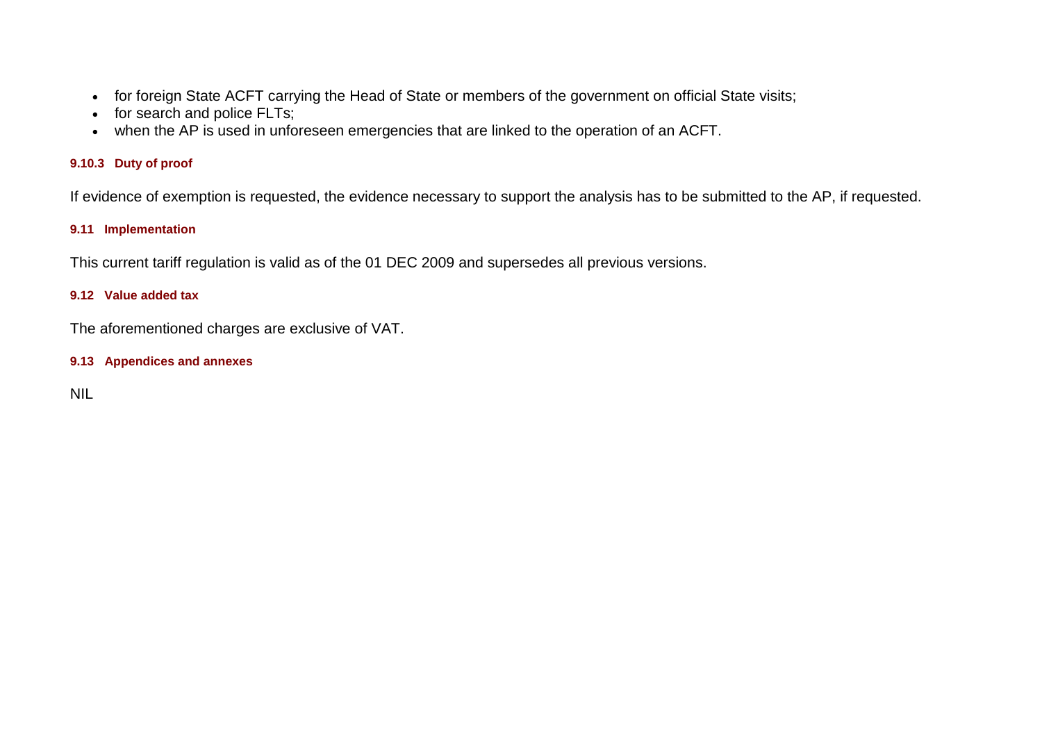- for foreign State ACFT carrying the Head of State or members of the government on official State visits;
- for search and police FLTs;
- when the AP is used in unforeseen emergencies that are linked to the operation of an ACFT.

#### 9.10.3 Duty of proof

If evidence of exemption is requested, the evidence necessary to support the analysis has to be submitted to the AP, if requested.

### 9.11 Implementation

This current tariff regulation is valid as of the 01 DEC 2009 and supersedes all previous versions.

### 9.12 Value added tax

The aforementioned charges are exclusive of VAT.

### 9.13 Appendices and annexes

NIL